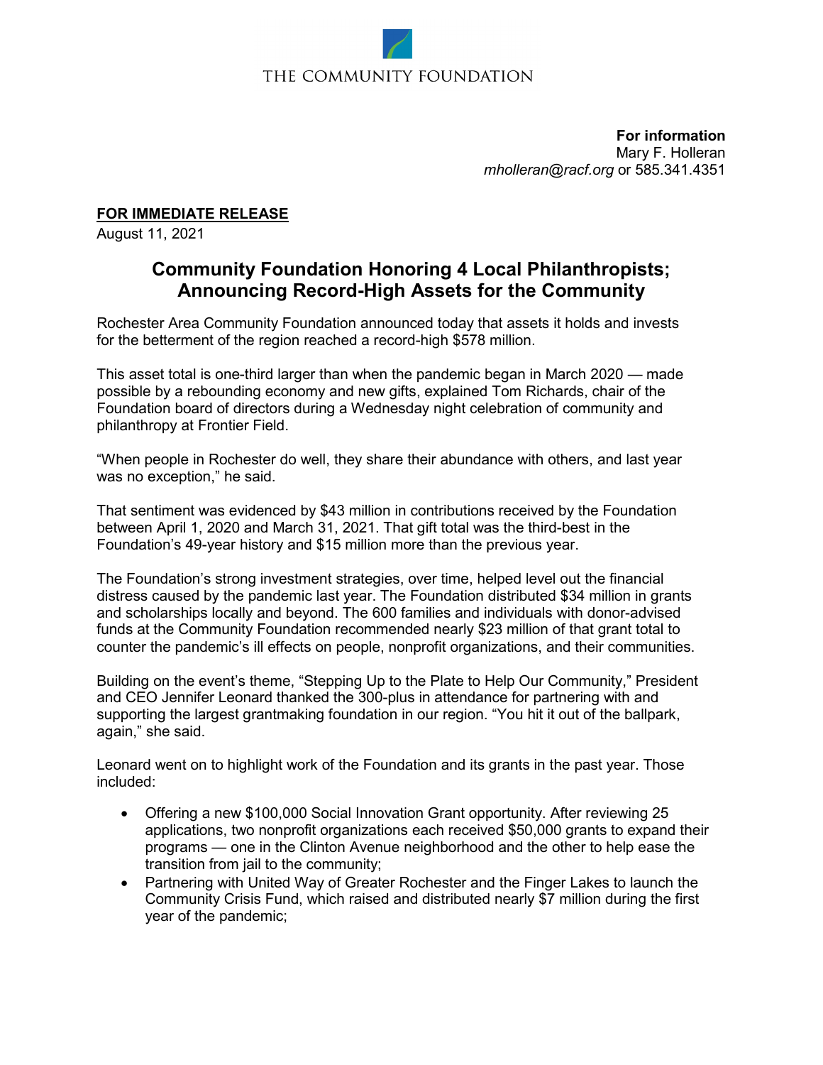THE COMMUNITY FOUNDATION

**For information**
Mary F. Holleran
*mholleran@racf.org* or 585.341.4351

**FOR IMMEDIATE RELEASE**
August 11, 2021

# Community Foundation Honoring 4 Local Philanthropists; Announcing Record-High Assets for the Community

Rochester Area Community Foundation announced today that assets it holds and invests for the betterment of the region reached a record-high $578 million.

This asset total is one-third larger than when the pandemic began in March 2020 — made possible by a rebounding economy and new gifts, explained Tom Richards, chair of the Foundation board of directors during a Wednesday night celebration of community and philanthropy at Frontier Field.

"When people in Rochester do well, they share their abundance with others, and last year was no exception," he said.

That sentiment was evidenced by $43 million in contributions received by the Foundation between April 1, 2020 and March 31, 2021. That gift total was the third-best in the Foundation's 49-year history and $15 million more than the previous year.

The Foundation's strong investment strategies, over time, helped level out the financial distress caused by the pandemic last year. The Foundation distributed $34 million in grants and scholarships locally and beyond. The 600 families and individuals with donor-advised funds at the Community Foundation recommended nearly $23 million of that grant total to counter the pandemic's ill effects on people, nonprofit organizations, and their communities.

Building on the event's theme, "Stepping Up to the Plate to Help Our Community," President and CEO Jennifer Leonard thanked the 300-plus in attendance for partnering with and supporting the largest grantmaking foundation in our region. "You hit it out of the ballpark, again," she said.

Leonard went on to highlight work of the Foundation and its grants in the past year. Those included:

- Offering a new $100,000 Social Innovation Grant opportunity. After reviewing 25 applications, two nonprofit organizations each received $50,000 grants to expand their programs — one in the Clinton Avenue neighborhood and the other to help ease the transition from jail to the community;
- Partnering with United Way of Greater Rochester and the Finger Lakes to launch the Community Crisis Fund, which raised and distributed nearly $7 million during the first year of the pandemic;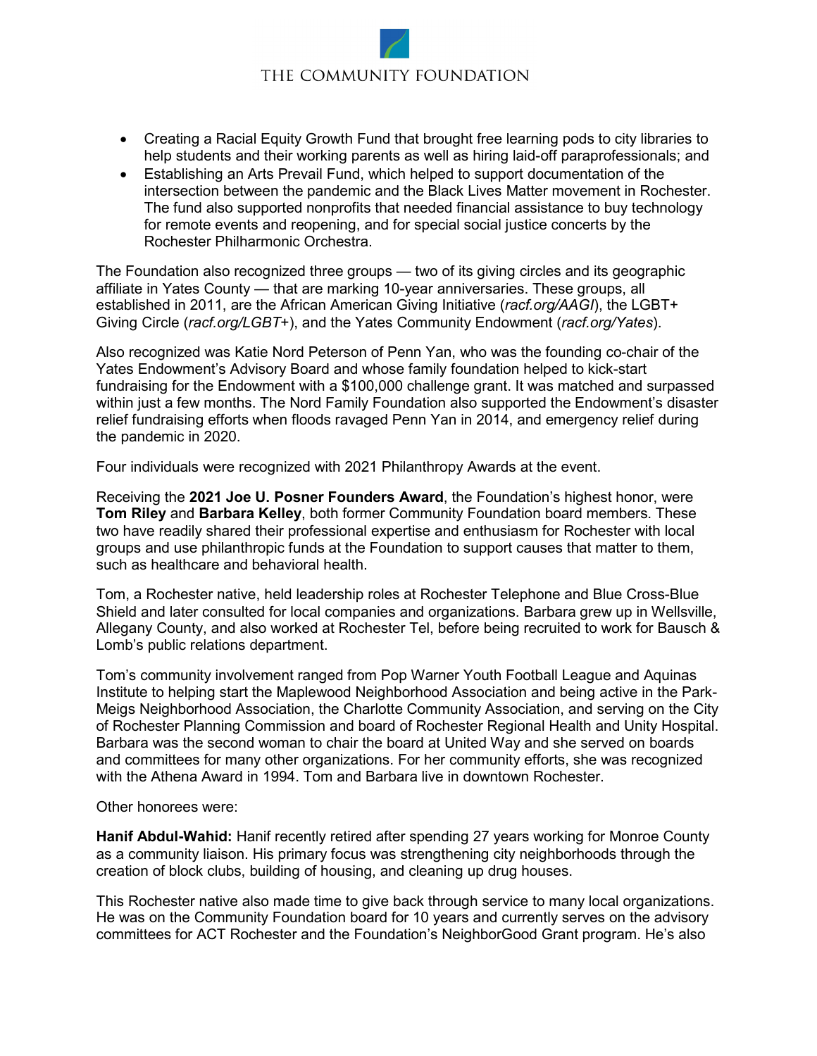- Creating a Racial Equity Growth Fund that brought free learning pods to city libraries to help students and their working parents as well as hiring laid-off paraprofessionals; and
- Establishing an Arts Prevail Fund, which helped to support documentation of the intersection between the pandemic and the Black Lives Matter movement in Rochester. The fund also supported nonprofits that needed financial assistance to buy technology for remote events and reopening, and for special social justice concerts by the Rochester Philharmonic Orchestra.

The Foundation also recognized three groups — two of its giving circles and its geographic affiliate in Yates County — that are marking 10-year anniversaries. These groups, all established in 2011, are the African American Giving Initiative (*racf.org/AAGI*), the LGBT+ Giving Circle (*racf.org/LGBT+*), and the Yates Community Endowment (*racf.org/Yates*).

Also recognized was Katie Nord Peterson of Penn Yan, who was the founding co-chair of the Yates Endowment's Advisory Board and whose family foundation helped to kick-start fundraising for the Endowment with a $100,000 challenge grant. It was matched and surpassed within just a few months. The Nord Family Foundation also supported the Endowment's disaster relief fundraising efforts when floods ravaged Penn Yan in 2014, and emergency relief during the pandemic in 2020.

Four individuals were recognized with 2021 Philanthropy Awards at the event.

Receiving the **2021 Joe U. Posner Founders Award**, the Foundation's highest honor, were **Tom Riley** and **Barbara Kelley**, both former Community Foundation board members. These two have readily shared their professional expertise and enthusiasm for Rochester with local groups and use philanthropic funds at the Foundation to support causes that matter to them, such as healthcare and behavioral health.

Tom, a Rochester native, held leadership roles at Rochester Telephone and Blue Cross-Blue Shield and later consulted for local companies and organizations. Barbara grew up in Wellsville, Allegany County, and also worked at Rochester Tel, before being recruited to work for Bausch & Lomb's public relations department.

Tom's community involvement ranged from Pop Warner Youth Football League and Aquinas Institute to helping start the Maplewood Neighborhood Association and being active in the Park-Meigs Neighborhood Association, the Charlotte Community Association, and serving on the City of Rochester Planning Commission and board of Rochester Regional Health and Unity Hospital. Barbara was the second woman to chair the board at United Way and she served on boards and committees for many other organizations. For her community efforts, she was recognized with the Athena Award in 1994. Tom and Barbara live in downtown Rochester.

Other honorees were:

**Hanif Abdul-Wahid:** Hanif recently retired after spending 27 years working for Monroe County as a community liaison. His primary focus was strengthening city neighborhoods through the creation of block clubs, building of housing, and cleaning up drug houses.

This Rochester native also made time to give back through service to many local organizations. He was on the Community Foundation board for 10 years and currently serves on the advisory committees for ACT Rochester and the Foundation's NeighborGood Grant program. He's also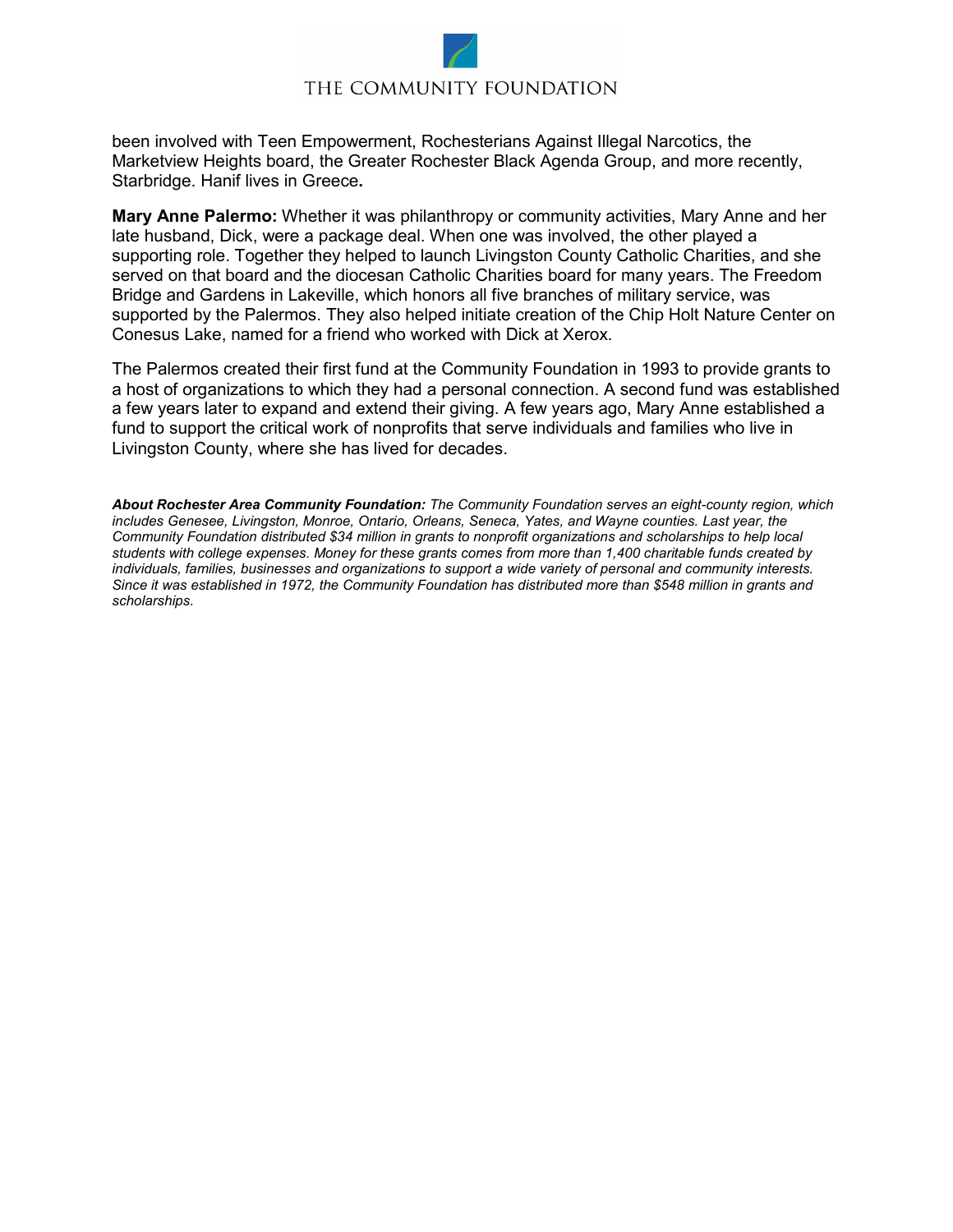been involved with Teen Empowerment, Rochesterians Against Illegal Narcotics, the Marketview Heights board, the Greater Rochester Black Agenda Group, and more recently, Starbridge. Hanif lives in Greece**.**

**Mary Anne Palermo:** Whether it was philanthropy or community activities, Mary Anne and her late husband, Dick, were a package deal. When one was involved, the other played a supporting role. Together they helped to launch Livingston County Catholic Charities, and she served on that board and the diocesan Catholic Charities board for many years. The Freedom Bridge and Gardens in Lakeville, which honors all five branches of military service, was supported by the Palermos. They also helped initiate creation of the Chip Holt Nature Center on Conesus Lake, named for a friend who worked with Dick at Xerox.

The Palermos created their first fund at the Community Foundation in 1993 to provide grants to a host of organizations to which they had a personal connection. A second fund was established a few years later to expand and extend their giving. A few years ago, Mary Anne established a fund to support the critical work of nonprofits that serve individuals and families who live in Livingston County, where she has lived for decades.

***About Rochester Area Community Foundation:*** *The Community Foundation serves an eight-county region, which includes Genesee, Livingston, Monroe, Ontario, Orleans, Seneca, Yates, and Wayne counties. Last year, the Community Foundation distributed $34 million in grants to nonprofit organizations and scholarships to help local students with college expenses. Money for these grants comes from more than 1,400 charitable funds created by individuals, families, businesses and organizations to support a wide variety of personal and community interests. Since it was established in 1972, the Community Foundation has distributed more than $548 million in grants and scholarships.*